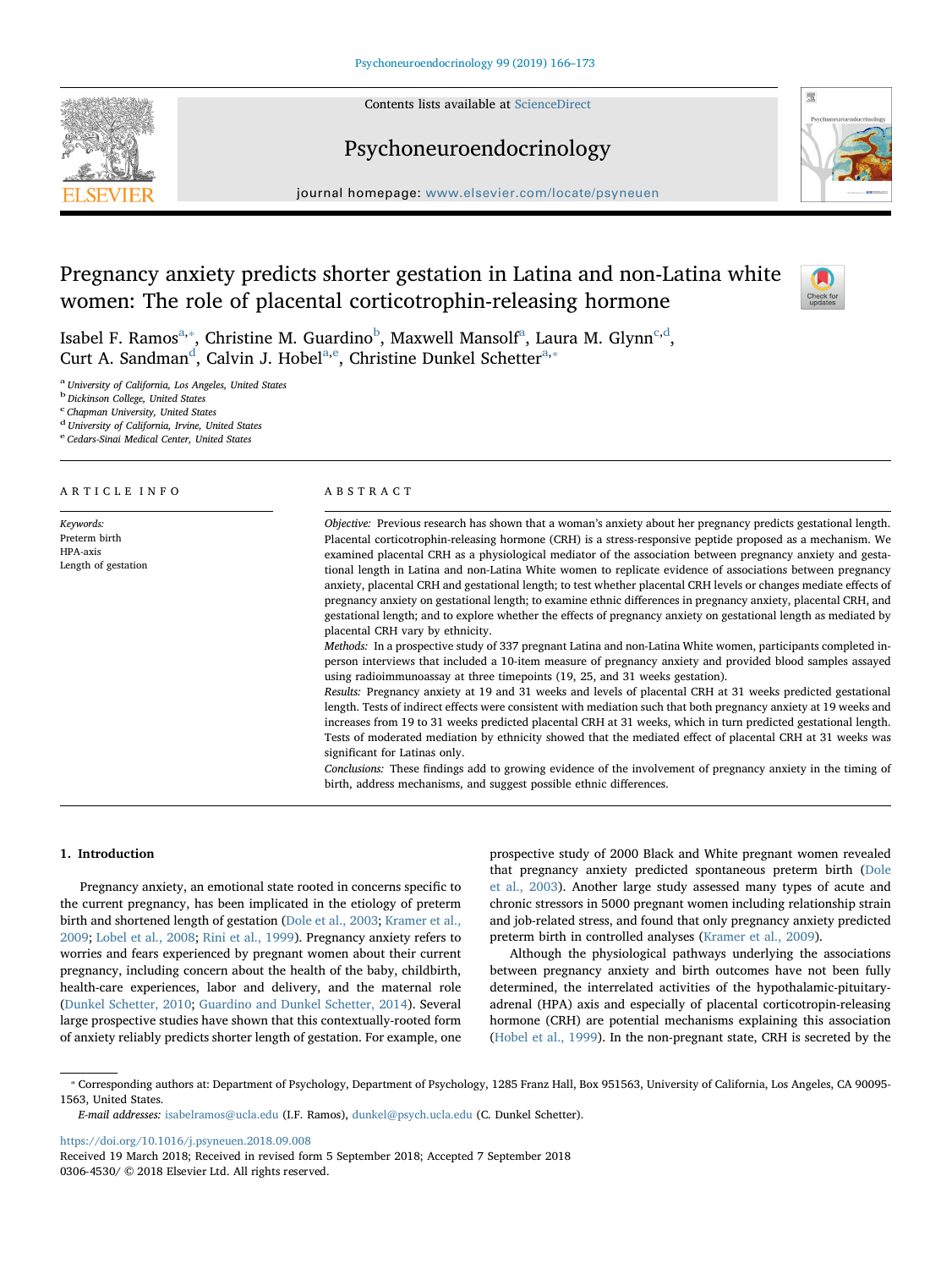Contents lists available at ScienceDirect

# Psychoneuroendocrinology

journal homepage: www.elsevier.com/locate/psyneuen

# Pregnancy anxiety predicts shorter gestation in Latina and non-Latina white women: The role of placental corticotrophin-releasing hormone

Isabel F. Ramos[a,*], Christine M. Guardino[b], Maxwell Mansolf[a], Laura M. Glynn[c,d], Curt A. Sandman[d], Calvin J. Hobel[a,e], Christine Dunkel Schetter[a,*]

[a] University of California, Los Angeles, United States
[b] Dickinson College, United States
[c] Chapman University, United States
[d] University of California, Irvine, United States
[e] Cedars-Sinai Medical Center, United States

## ARTICLE INFO

*Keywords:*
Preterm birth
HPA-axis
Length of gestation

## ABSTRACT

*Objective:* Previous research has shown that a woman's anxiety about her pregnancy predicts gestational length. Placental corticotrophin-releasing hormone (CRH) is a stress-responsive peptide proposed as a mechanism. We examined placental CRH as a physiological mediator of the association between pregnancy anxiety and gestational length in Latina and non-Latina White women to replicate evidence of associations between pregnancy anxiety, placental CRH and gestational length; to test whether placental CRH levels or changes mediate effects of pregnancy anxiety on gestational length; to examine ethnic differences in pregnancy anxiety, placental CRH, and gestational length; and to explore whether the effects of pregnancy anxiety on gestational length as mediated by placental CRH vary by ethnicity.

*Methods:* In a prospective study of 337 pregnant Latina and non-Latina White women, participants completed in-person interviews that included a 10-item measure of pregnancy anxiety and provided blood samples assayed using radioimmunoassay at three timepoints (19, 25, and 31 weeks gestation).

*Results:* Pregnancy anxiety at 19 and 31 weeks and levels of placental CRH at 31 weeks predicted gestational length. Tests of indirect effects were consistent with mediation such that both pregnancy anxiety at 19 weeks and increases from 19 to 31 weeks predicted placental CRH at 31 weeks, which in turn predicted gestational length. Tests of moderated mediation by ethnicity showed that the mediated effect of placental CRH at 31 weeks was significant for Latinas only.

*Conclusions:* These findings add to growing evidence of the involvement of pregnancy anxiety in the timing of birth, address mechanisms, and suggest possible ethnic differences.

## 1. Introduction

Pregnancy anxiety, an emotional state rooted in concerns specific to the current pregnancy, has been implicated in the etiology of preterm birth and shortened length of gestation (Dole et al., 2003; Kramer et al., 2009; Lobel et al., 2008; Rini et al., 1999). Pregnancy anxiety refers to worries and fears experienced by pregnant women about their current pregnancy, including concern about the health of the baby, childbirth, health-care experiences, labor and delivery, and the maternal role (Dunkel Schetter, 2010; Guardino and Dunkel Schetter, 2014). Several large prospective studies have shown that this contextually-rooted form of anxiety reliably predicts shorter length of gestation. For example, one prospective study of 2000 Black and White pregnant women revealed that pregnancy anxiety predicted spontaneous preterm birth (Dole et al., 2003). Another large study assessed many types of acute and chronic stressors in 5000 pregnant women including relationship strain and job-related stress, and found that only pregnancy anxiety predicted preterm birth in controlled analyses (Kramer et al., 2009).

Although the physiological pathways underlying the associations between pregnancy anxiety and birth outcomes have not been fully determined, the interrelated activities of the hypothalamic-pituitary-adrenal (HPA) axis and especially of placental corticotropin-releasing hormone (CRH) are potential mechanisms explaining this association (Hobel et al., 1999). In the non-pregnant state, CRH is secreted by the

---

* Corresponding authors at: Department of Psychology, Department of Psychology, 1285 Franz Hall, Box 951563, University of California, Los Angeles, CA 90095-1563, United States.
*E-mail addresses:* isabelramos@ucla.edu (I.F. Ramos), dunkel@psych.ucla.edu (C. Dunkel Schetter).

https://doi.org/10.1016/j.psyneuen.2018.09.008
Received 19 March 2018; Received in revised form 5 September 2018; Accepted 7 September 2018
0306-4530/ © 2018 Elsevier Ltd. All rights reserved.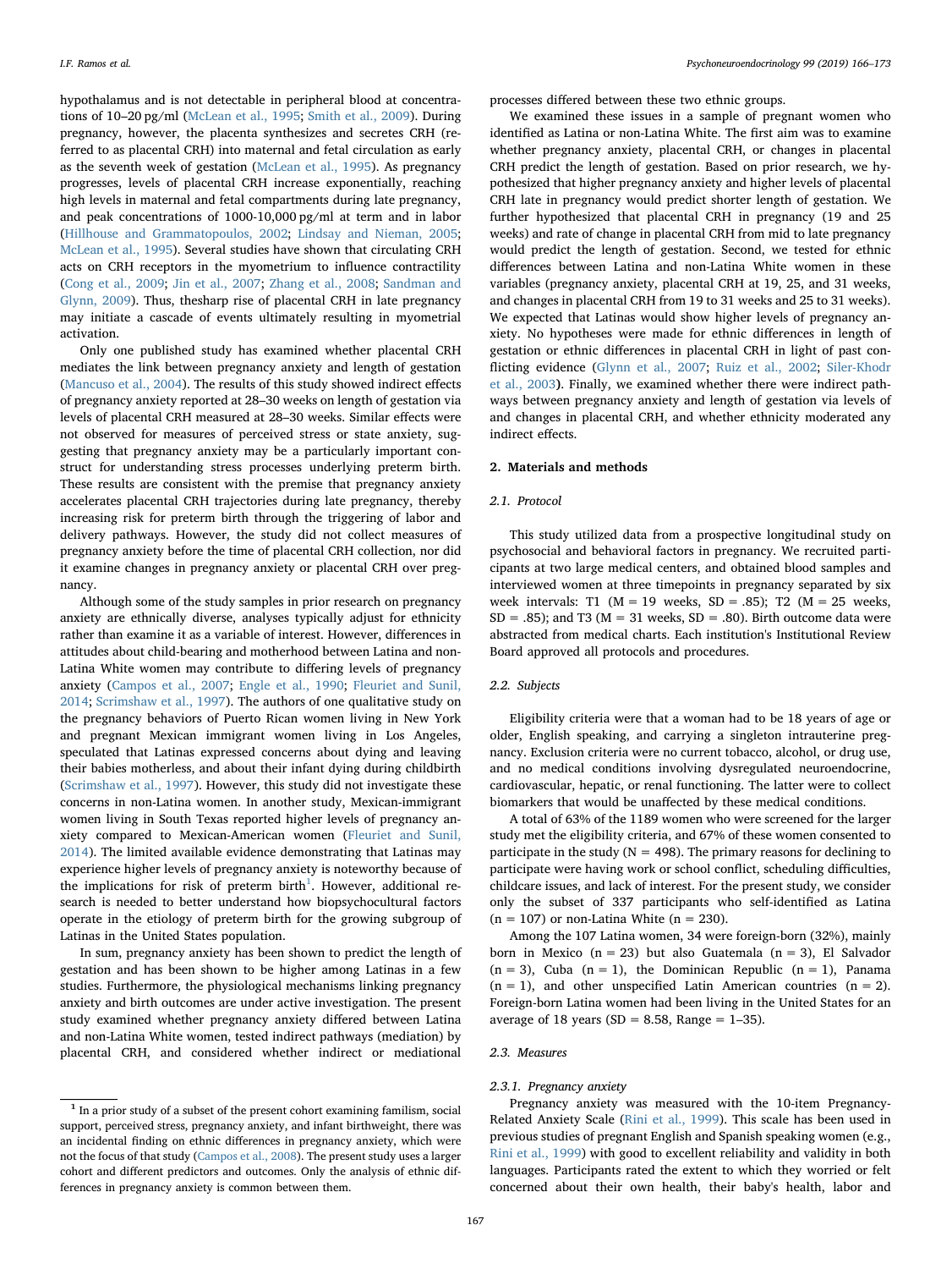hypothalamus and is not detectable in peripheral blood at concentrations of 10–20 pg/ml (McLean et al., 1995; Smith et al., 2009). During pregnancy, however, the placenta synthesizes and secretes CRH (referred to as placental CRH) into maternal and fetal circulation as early as the seventh week of gestation (McLean et al., 1995). As pregnancy progresses, levels of placental CRH increase exponentially, reaching high levels in maternal and fetal compartments during late pregnancy, and peak concentrations of 1000-10,000 pg/ml at term and in labor (Hillhouse and Grammatopoulos, 2002; Lindsay and Nieman, 2005; McLean et al., 1995). Several studies have shown that circulating CRH acts on CRH receptors in the myometrium to influence contractility (Cong et al., 2009; Jin et al., 2007; Zhang et al., 2008; Sandman and Glynn, 2009). Thus, thesharp rise of placental CRH in late pregnancy may initiate a cascade of events ultimately resulting in myometrial activation.

Only one published study has examined whether placental CRH mediates the link between pregnancy anxiety and length of gestation (Mancuso et al., 2004). The results of this study showed indirect effects of pregnancy anxiety reported at 28–30 weeks on length of gestation via levels of placental CRH measured at 28–30 weeks. Similar effects were not observed for measures of perceived stress or state anxiety, suggesting that pregnancy anxiety may be a particularly important construct for understanding stress processes underlying preterm birth. These results are consistent with the premise that pregnancy anxiety accelerates placental CRH trajectories during late pregnancy, thereby increasing risk for preterm birth through the triggering of labor and delivery pathways. However, the study did not collect measures of pregnancy anxiety before the time of placental CRH collection, nor did it examine changes in pregnancy anxiety or placental CRH over pregnancy.

Although some of the study samples in prior research on pregnancy anxiety are ethnically diverse, analyses typically adjust for ethnicity rather than examine it as a variable of interest. However, differences in attitudes about child-bearing and motherhood between Latina and non-Latina White women may contribute to differing levels of pregnancy anxiety (Campos et al., 2007; Engle et al., 1990; Fleuriet and Sunil, 2014; Scrimshaw et al., 1997). The authors of one qualitative study on the pregnancy behaviors of Puerto Rican women living in New York and pregnant Mexican immigrant women living in Los Angeles, speculated that Latinas expressed concerns about dying and leaving their babies motherless, and about their infant dying during childbirth (Scrimshaw et al., 1997). However, this study did not investigate these concerns in non-Latina women. In another study, Mexican-immigrant women living in South Texas reported higher levels of pregnancy anxiety compared to Mexican-American women (Fleuriet and Sunil, 2014). The limited available evidence demonstrating that Latinas may experience higher levels of pregnancy anxiety is noteworthy because of the implications for risk of preterm birth[1]. However, additional research is needed to better understand how biopsychocultural factors operate in the etiology of preterm birth for the growing subgroup of Latinas in the United States population.

In sum, pregnancy anxiety has been shown to predict the length of gestation and has been shown to be higher among Latinas in a few studies. Furthermore, the physiological mechanisms linking pregnancy anxiety and birth outcomes are under active investigation. The present study examined whether pregnancy anxiety differed between Latina and non-Latina White women, tested indirect pathways (mediation) by placental CRH, and considered whether indirect or mediational processes differed between these two ethnic groups.

We examined these issues in a sample of pregnant women who identified as Latina or non-Latina White. The first aim was to examine whether pregnancy anxiety, placental CRH, or changes in placental CRH predict the length of gestation. Based on prior research, we hypothesized that higher pregnancy anxiety and higher levels of placental CRH late in pregnancy would predict shorter length of gestation. We further hypothesized that placental CRH in pregnancy (19 and 25 weeks) and rate of change in placental CRH from mid to late pregnancy would predict the length of gestation. Second, we tested for ethnic differences between Latina and non-Latina White women in these variables (pregnancy anxiety, placental CRH at 19, 25, and 31 weeks, and changes in placental CRH from 19 to 31 weeks and 25 to 31 weeks). We expected that Latinas would show higher levels of pregnancy anxiety. No hypotheses were made for ethnic differences in length of gestation or ethnic differences in placental CRH in light of past conflicting evidence (Glynn et al., 2007; Ruiz et al., 2002; Siler-Khodr et al., 2003). Finally, we examined whether there were indirect pathways between pregnancy anxiety and length of gestation via levels of and changes in placental CRH, and whether ethnicity moderated any indirect effects.

## 2. Materials and methods

### 2.1. Protocol

This study utilized data from a prospective longitudinal study on psychosocial and behavioral factors in pregnancy. We recruited participants at two large medical centers, and obtained blood samples and interviewed women at three timepoints in pregnancy separated by six week intervals: T1 (M = 19 weeks, SD = .85); T2 (M = 25 weeks, SD = .85); and T3 (M = 31 weeks, SD = .80). Birth outcome data were abstracted from medical charts. Each institution's Institutional Review Board approved all protocols and procedures.

### 2.2. Subjects

Eligibility criteria were that a woman had to be 18 years of age or older, English speaking, and carrying a singleton intrauterine pregnancy. Exclusion criteria were no current tobacco, alcohol, or drug use, and no medical conditions involving dysregulated neuroendocrine, cardiovascular, hepatic, or renal functioning. The latter were to collect biomarkers that would be unaffected by these medical conditions.

A total of 63% of the 1189 women who were screened for the larger study met the eligibility criteria, and 67% of these women consented to participate in the study (N = 498). The primary reasons for declining to participate were having work or school conflict, scheduling difficulties, childcare issues, and lack of interest. For the present study, we consider only the subset of 337 participants who self-identified as Latina (n = 107) or non-Latina White (n = 230).

Among the 107 Latina women, 34 were foreign-born (32%), mainly born in Mexico (n = 23) but also Guatemala (n = 3), El Salvador (n = 3), Cuba (n = 1), the Dominican Republic (n = 1), Panama (n = 1), and other unspecified Latin American countries (n = 2). Foreign-born Latina women had been living in the United States for an average of 18 years (SD = 8.58, Range = 1–35).

### 2.3. Measures

#### 2.3.1. Pregnancy anxiety

Pregnancy anxiety was measured with the 10-item Pregnancy-Related Anxiety Scale (Rini et al., 1999). This scale has been used in previous studies of pregnant English and Spanish speaking women (e.g., Rini et al., 1999) with good to excellent reliability and validity in both languages. Participants rated the extent to which they worried or felt concerned about their own health, their baby's health, labor and

[1] In a prior study of a subset of the present cohort examining familism, social support, perceived stress, pregnancy anxiety, and infant birthweight, there was an incidental finding on ethnic differences in pregnancy anxiety, which were not the focus of that study (Campos et al., 2008). The present study uses a larger cohort and different predictors and outcomes. Only the analysis of ethnic differences in pregnancy anxiety is common between them.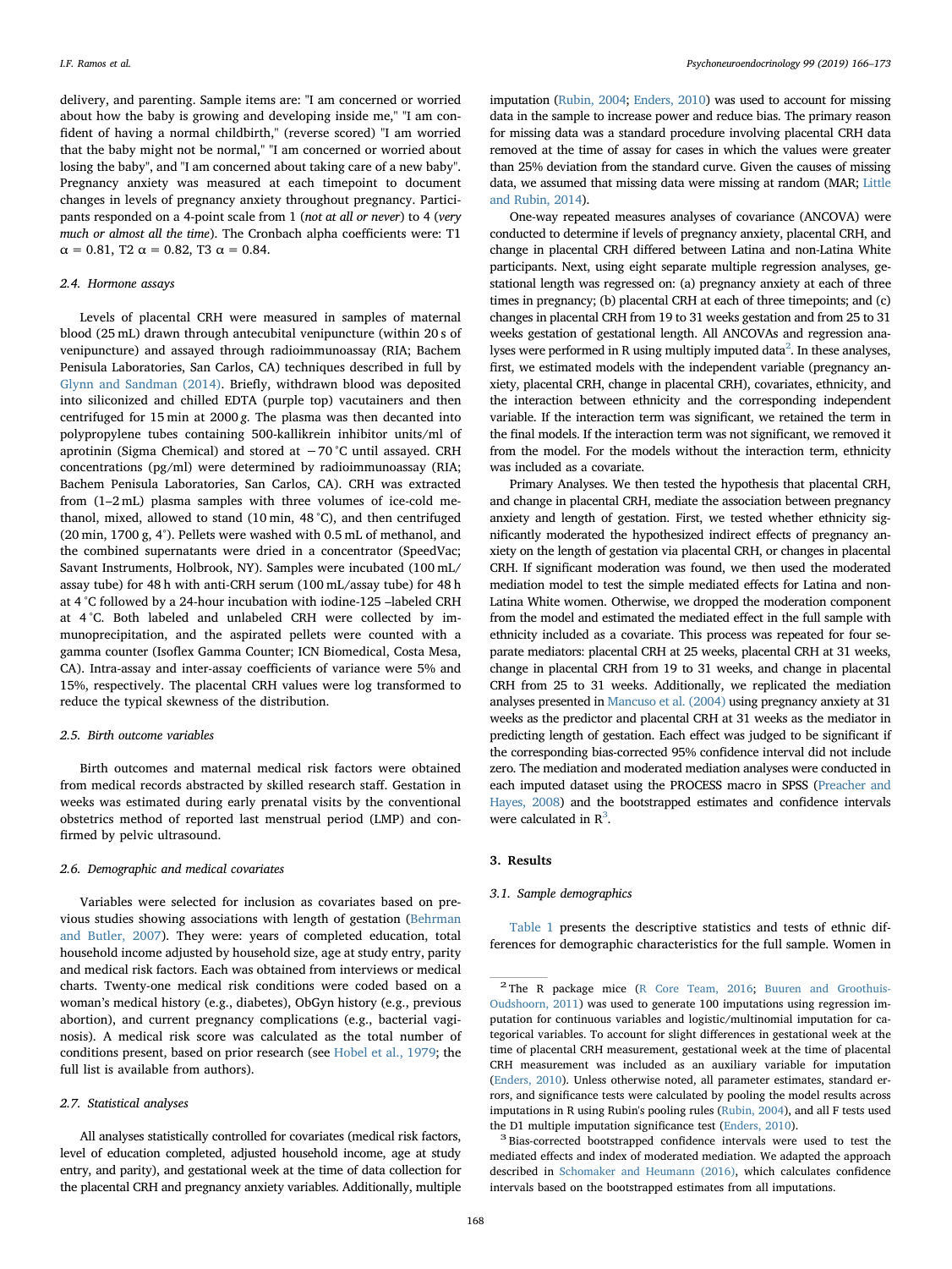delivery, and parenting. Sample items are: "I am concerned or worried about how the baby is growing and developing inside me," "I am confident of having a normal childbirth," (reverse scored) "I am worried that the baby might not be normal," "I am concerned or worried about losing the baby", and "I am concerned about taking care of a new baby". Pregnancy anxiety was measured at each timepoint to document changes in levels of pregnancy anxiety throughout pregnancy. Participants responded on a 4-point scale from 1 (*not at all or never*) to 4 (*very much or almost all the time*). The Cronbach alpha coefficients were: T1 $\alpha = 0.81$, T2 $\alpha = 0.82$, T3 $\alpha = 0.84$.

### 2.4. Hormone assays

Levels of placental CRH were measured in samples of maternal blood (25 mL) drawn through antecubital venipuncture (within 20 s of venipuncture) and assayed through radioimmunoassay (RIA; Bachem Penisula Laboratories, San Carlos, CA) techniques described in full by Glynn and Sandman (2014). Briefly, withdrawn blood was deposited into siliconized and chilled EDTA (purple top) vacutainers and then centrifuged for 15 min at 2000 *g*. The plasma was then decanted into polypropylene tubes containing 500-kallikrein inhibitor units/ml of aprotinin (Sigma Chemical) and stored at −70 °C until assayed. CRH concentrations (pg/ml) were determined by radioimmunoassay (RIA; Bachem Penisula Laboratories, San Carlos, CA). CRH was extracted from (1–2 mL) plasma samples with three volumes of ice-cold methanol, mixed, allowed to stand (10 min, 48 °C), and then centrifuged (20 min, 1700 g, 4°). Pellets were washed with 0.5 mL of methanol, and the combined supernatants were dried in a concentrator (SpeedVac; Savant Instruments, Holbrook, NY). Samples were incubated (100 mL/assay tube) for 48 h with anti-CRH serum (100 mL/assay tube) for 48 h at 4 °C followed by a 24-hour incubation with iodine-125 –labeled CRH at 4 °C. Both labeled and unlabeled CRH were collected by immunoprecipitation, and the aspirated pellets were counted with a gamma counter (Isoflex Gamma Counter; ICN Biomedical, Costa Mesa, CA). Intra-assay and inter-assay coefficients of variance were 5% and 15%, respectively. The placental CRH values were log transformed to reduce the typical skewness of the distribution.

### 2.5. Birth outcome variables

Birth outcomes and maternal medical risk factors were obtained from medical records abstracted by skilled research staff. Gestation in weeks was estimated during early prenatal visits by the conventional obstetrics method of reported last menstrual period (LMP) and confirmed by pelvic ultrasound.

### 2.6. Demographic and medical covariates

Variables were selected for inclusion as covariates based on previous studies showing associations with length of gestation (Behrman and Butler, 2007). They were: years of completed education, total household income adjusted by household size, age at study entry, parity and medical risk factors. Each was obtained from interviews or medical charts. Twenty-one medical risk conditions were coded based on a woman's medical history (e.g., diabetes), ObGyn history (e.g., previous abortion), and current pregnancy complications (e.g., bacterial vaginosis). A medical risk score was calculated as the total number of conditions present, based on prior research (see Hobel et al., 1979; the full list is available from authors).

### 2.7. Statistical analyses

All analyses statistically controlled for covariates (medical risk factors, level of education completed, adjusted household income, age at study entry, and parity), and gestational week at the time of data collection for the placental CRH and pregnancy anxiety variables. Additionally, multiple imputation (Rubin, 2004; Enders, 2010) was used to account for missing data in the sample to increase power and reduce bias. The primary reason for missing data was a standard procedure involving placental CRH data removed at the time of assay for cases in which the values were greater than 25% deviation from the standard curve. Given the causes of missing data, we assumed that missing data were missing at random (MAR; Little and Rubin, 2014).

One-way repeated measures analyses of covariance (ANCOVA) were conducted to determine if levels of pregnancy anxiety, placental CRH, and change in placental CRH differed between Latina and non-Latina White participants. Next, using eight separate multiple regression analyses, gestational length was regressed on: (a) pregnancy anxiety at each of three times in pregnancy; (b) placental CRH at each of three timepoints; and (c) changes in placental CRH from 19 to 31 weeks gestation and from 25 to 31 weeks gestation of gestational length. All ANCOVAs and regression analyses were performed in R using multiply imputed data[2]. In these analyses, first, we estimated models with the independent variable (pregnancy anxiety, placental CRH, change in placental CRH), covariates, ethnicity, and the interaction between ethnicity and the corresponding independent variable. If the interaction term was significant, we retained the term in the final models. If the interaction term was not significant, we removed it from the model. For the models without the interaction term, ethnicity was included as a covariate.

Primary Analyses. We then tested the hypothesis that placental CRH, and change in placental CRH, mediate the association between pregnancy anxiety and length of gestation. First, we tested whether ethnicity significantly moderated the hypothesized indirect effects of pregnancy anxiety on the length of gestation via placental CRH, or changes in placental CRH. If significant moderation was found, we then used the moderated mediation model to test the simple mediated effects for Latina and non-Latina White women. Otherwise, we dropped the moderation component from the model and estimated the mediated effect in the full sample with ethnicity included as a covariate. This process was repeated for four separate mediators: placental CRH at 25 weeks, placental CRH at 31 weeks, change in placental CRH from 19 to 31 weeks, and change in placental CRH from 25 to 31 weeks. Additionally, we replicated the mediation analyses presented in Mancuso et al. (2004) using pregnancy anxiety at 31 weeks as the predictor and placental CRH at 31 weeks as the mediator in predicting length of gestation. Each effect was judged to be significant if the corresponding bias-corrected 95% confidence interval did not include zero. The mediation and moderated mediation analyses were conducted in each imputed dataset using the PROCESS macro in SPSS (Preacher and Hayes, 2008) and the bootstrapped estimates and confidence intervals were calculated in R[3].

## 3. Results

### 3.1. Sample demographics

Table 1 presents the descriptive statistics and tests of ethnic differences for demographic characteristics for the full sample. Women in

---

[2] The R package mice (R Core Team, 2016; Buuren and Groothuis-Oudshoorn, 2011) was used to generate 100 imputations using regression imputation for continuous variables and logistic/multinomial imputation for categorical variables. To account for slight differences in gestational week at the time of placental CRH measurement, gestational week at the time of placental CRH measurement was included as an auxiliary variable for imputation (Enders, 2010). Unless otherwise noted, all parameter estimates, standard errors, and significance tests were calculated by pooling the model results across imputations in R using Rubin's pooling rules (Rubin, 2004), and all F tests used the D1 multiple imputation significance test (Enders, 2010).

[3] Bias-corrected bootstrapped confidence intervals were used to test the mediated effects and index of moderated mediation. We adapted the approach described in Schomaker and Heumann (2016), which calculates confidence intervals based on the bootstrapped estimates from all imputations.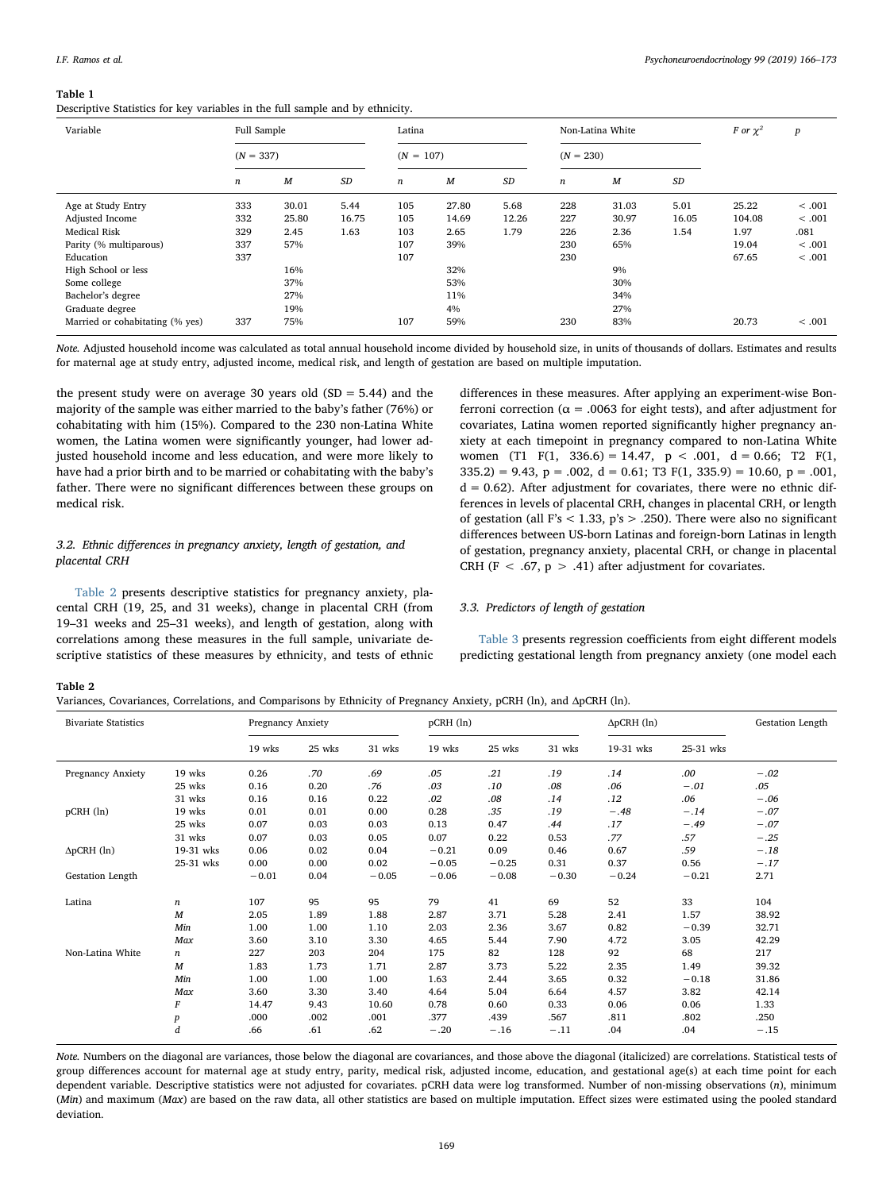**Table 1**
Descriptive Statistics for key variables in the full sample and by ethnicity.

| Variable | Full Sample | | | Latina | | | Non-Latina White | | | *F* or $\chi^2$ | *p* |
|---|---|---|---|---|---|---|---|---|---|---|---|
| | (*N* = 337) | | | (*N* = 107) | | | (*N* = 230) | | | | |
| | *n* | *M* | *SD* | *n* | *M* | *SD* | *n* | *M* | *SD* | | |
| Age at Study Entry | 333 | 30.01 | 5.44 | 105 | 27.80 | 5.68 | 228 | 31.03 | 5.01 | 25.22 | < .001 |
| Adjusted Income | 332 | 25.80 | 16.75 | 105 | 14.69 | 12.26 | 227 | 30.97 | 16.05 | 104.08 | < .001 |
| Medical Risk | 329 | 2.45 | 1.63 | 103 | 2.65 | 1.79 | 226 | 2.36 | 1.54 | 1.97 | .081 |
| Parity (% multiparous) | 337 | 57% | | 107 | 39% | | 230 | 65% | | 19.04 | < .001 |
| Education | 337 | | | 107 | | | 230 | | | 67.65 | < .001 |
| High School or less | | 16% | | | 32% | | | 9% | | | |
| Some college | | 37% | | | 53% | | | 30% | | | |
| Bachelor's degree | | 27% | | | 11% | | | 34% | | | |
| Graduate degree | | 19% | | | 4% | | | 27% | | | |
| Married or cohabitating (% yes) | 337 | 75% | | 107 | 59% | | 230 | 83% | | 20.73 | < .001 |

*Note.* Adjusted household income was calculated as total annual household income divided by household size, in units of thousands of dollars. Estimates and results for maternal age at study entry, adjusted income, medical risk, and length of gestation are based on multiple imputation.

the present study were on average 30 years old (SD = 5.44) and the majority of the sample was either married to the baby's father (76%) or cohabitating with him (15%). Compared to the 230 non-Latina White women, the Latina women were significantly younger, had lower adjusted household income and less education, and were more likely to have had a prior birth and to be married or cohabitating with the baby's father. There were no significant differences between these groups on medical risk.

### 3.2. Ethnic differences in pregnancy anxiety, length of gestation, and placental CRH

Table 2 presents descriptive statistics for pregnancy anxiety, placental CRH (19, 25, and 31 weeks), change in placental CRH (from 19–31 weeks and 25–31 weeks), and length of gestation, along with correlations among these measures in the full sample, univariate descriptive statistics of these measures by ethnicity, and tests of ethnic differences in these measures. After applying an experiment-wise Bonferroni correction ($\alpha = .0063$ for eight tests), and after adjustment for covariates, Latina women reported significantly higher pregnancy anxiety at each timepoint in pregnancy compared to non-Latina White women (T1 $F(1, 336.6) = 14.47$, $p < .001$, $d = 0.66$; T2 $F(1, 335.2) = 9.43$, $p = .002$, $d = 0.61$; T3 $F(1, 335.9) = 10.60$, $p = .001$, $d = 0.62$). After adjustment for covariates, there were no ethnic differences in levels of placental CRH, changes in placental CRH, or length of gestation (all F's < 1.33, p's > .250). There were also no significant differences between US-born Latinas and foreign-born Latinas in length of gestation, pregnancy anxiety, placental CRH, or change in placental CRH ($F < .67$, $p > .41$) after adjustment for covariates.

### 3.3. Predictors of length of gestation

Table 3 presents regression coefficients from eight different models predicting gestational length from pregnancy anxiety (one model each

**Table 2**
Variances, Covariances, Correlations, and Comparisons by Ethnicity of Pregnancy Anxiety, pCRH (ln), and ΔpCRH (ln).

| Bivariate Statistics | | Pregnancy Anxiety | | | pCRH (ln) | | | ΔpCRH (ln) | | Gestation Length |
|---|---|---|---|---|---|---|---|---|---|---|
| | | 19 wks | 25 wks | 31 wks | 19 wks | 25 wks | 31 wks | 19-31 wks | 25-31 wks | |
| Pregnancy Anxiety | 19 wks | 0.26 | *.70* | *.69* | *.05* | *.21* | *.19* | *.14* | *.00* | *−.02* |
| | 25 wks | 0.16 | 0.20 | *.76* | *.03* | *.10* | *.08* | *.06* | *−.01* | *.05* |
| | 31 wks | 0.16 | 0.16 | 0.22 | *.02* | *.08* | *.14* | *.12* | *.06* | *−.06* |
| pCRH (ln) | 19 wks | 0.01 | 0.01 | 0.00 | 0.28 | *.35* | *.19* | *−.48* | *−.14* | *−.07* |
| | 25 wks | 0.07 | 0.03 | 0.03 | 0.13 | 0.47 | *.44* | *.17* | *−.49* | *−.07* |
| | 31 wks | 0.07 | 0.03 | 0.05 | 0.07 | 0.22 | 0.53 | *.77* | *.57* | *−.25* |
| ΔpCRH (ln) | 19-31 wks | 0.06 | 0.02 | 0.04 | −0.21 | 0.09 | 0.46 | 0.67 | *.59* | *−.18* |
| | 25-31 wks | 0.00 | 0.00 | 0.02 | −0.05 | −0.25 | 0.31 | 0.37 | 0.56 | *−.17* |
| Gestation Length | | −0.01 | 0.04 | −0.05 | −0.06 | −0.08 | −0.30 | −0.24 | −0.21 | 2.71 |
| Latina | *n* | 107 | 95 | 95 | 79 | 41 | 69 | 52 | 33 | 104 |
| | *M* | 2.05 | 1.89 | 1.88 | 2.87 | 3.71 | 5.28 | 2.41 | 1.57 | 38.92 |
| | *Min* | 1.00 | 1.00 | 1.10 | 2.03 | 2.36 | 3.67 | 0.82 | −0.39 | 32.71 |
| | *Max* | 3.60 | 3.10 | 3.30 | 4.65 | 5.44 | 7.90 | 4.72 | 3.05 | 42.29 |
| Non-Latina White | *n* | 227 | 203 | 204 | 175 | 82 | 128 | 92 | 68 | 217 |
| | *M* | 1.83 | 1.73 | 1.71 | 2.87 | 3.73 | 5.22 | 2.35 | 1.49 | 39.32 |
| | *Min* | 1.00 | 1.00 | 1.00 | 1.63 | 2.44 | 3.65 | 0.32 | −0.18 | 31.86 |
| | *Max* | 3.60 | 3.30 | 3.40 | 4.64 | 5.04 | 6.64 | 4.57 | 3.82 | 42.14 |
| | *F* | 14.47 | 9.43 | 10.60 | 0.78 | 0.60 | 0.33 | 0.06 | 0.06 | 1.33 |
| | *p* | .000 | .002 | .001 | .377 | .439 | .567 | .811 | .802 | .250 |
| | *d* | .66 | .61 | .62 | −.20 | −.16 | −.11 | .04 | .04 | −.15 |

*Note.* Numbers on the diagonal are variances, those below the diagonal are covariances, and those above the diagonal (italicized) are correlations. Statistical tests of group differences account for maternal age at study entry, parity, medical risk, adjusted income, education, and gestational age(s) at each time point for each dependent variable. Descriptive statistics were not adjusted for covariates. pCRH data were log transformed. Number of non-missing observations (*n*), minimum (*Min*) and maximum (*Max*) are based on the raw data, all other statistics are based on multiple imputation. Effect sizes were estimated using the pooled standard deviation.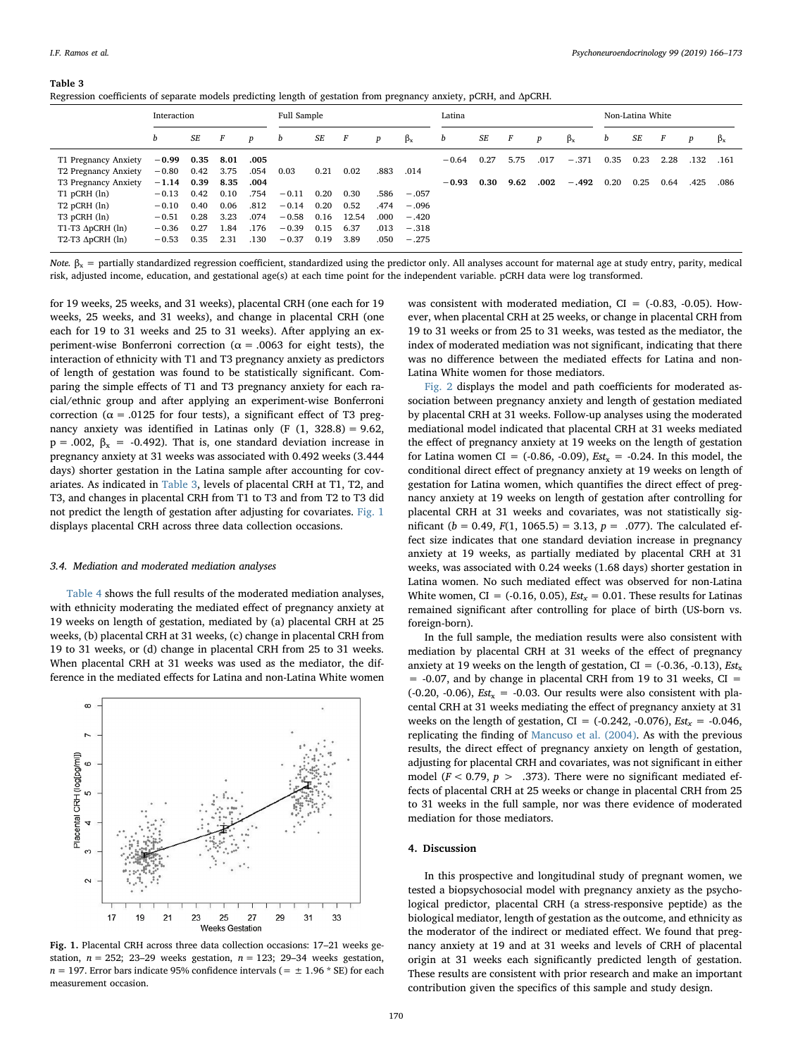**Table 3**
Regression coefficients of separate models predicting length of gestation from pregnancy anxiety, pCRH, and ΔpCRH.

| | Interaction | | | | Full Sample | | | | | Latina | | | | | Non-Latina White | | | | |
|---|---|---|---|---|---|---|---|---|---|---|---|---|---|---|---|---|---|---|---|
| | *b* | *SE* | *F* | *p* | *b* | *SE* | *F* | *p* | $\beta_x$ | *b* | *SE* | *F* | *p* | $\beta_x$ | *b* | *SE* | *F* | *p* | $\beta_x$ |
| T1 Pregnancy Anxiety | **−0.99** | **0.35** | **8.01** | **.005** | | | | | | −0.64 | 0.27 | 5.75 | .017 | −.371 | 0.35 | 0.23 | 2.28 | .132 | .161 |
| T2 Pregnancy Anxiety | −0.80 | 0.42 | 3.75 | .054 | 0.03 | 0.21 | 0.02 | .883 | .014 | | | | | | | | | | |
| T3 Pregnancy Anxiety | **−1.14** | **0.39** | **8.35** | **.004** | | | | | | **−0.93** | **0.30** | **9.62** | **.002** | **−.492** | 0.20 | 0.25 | 0.64 | .425 | .086 |
| T1 pCRH (ln) | −0.13 | 0.42 | 0.10 | .754 | −0.11 | 0.20 | 0.30 | .586 | −.057 | | | | | | | | | | |
| T2 pCRH (ln) | −0.10 | 0.40 | 0.06 | .812 | −0.14 | 0.20 | 0.52 | .474 | −.096 | | | | | | | | | | |
| T3 pCRH (ln) | −0.51 | 0.28 | 3.23 | .074 | −0.58 | 0.16 | 12.54 | .000 | −.420 | | | | | | | | | | |
| T1-T3 ΔpCRH (ln) | −0.36 | 0.27 | 1.84 | .176 | −0.39 | 0.15 | 6.37 | .013 | −.318 | | | | | | | | | | |
| T2-T3 ΔpCRH (ln) | −0.53 | 0.35 | 2.31 | .130 | −0.37 | 0.19 | 3.89 | .050 | −.275 | | | | | | | | | | |

*Note.* $\beta_x$ = partially standardized regression coefficient, standardized using the predictor only. All analyses account for maternal age at study entry, parity, medical risk, adjusted income, education, and gestational age(s) at each time point for the independent variable. pCRH data were log transformed.

for 19 weeks, 25 weeks, and 31 weeks), placental CRH (one each for 19 weeks, 25 weeks, and 31 weeks), and change in placental CRH (one each for 19 to 31 weeks and 25 to 31 weeks). After applying an experiment-wise Bonferroni correction ($\alpha = .0063$ for eight tests), the interaction of ethnicity with T1 and T3 pregnancy anxiety as predictors of length of gestation was found to be statistically significant. Comparing the simple effects of T1 and T3 pregnancy anxiety for each racial/ethnic group and after applying an experiment-wise Bonferroni correction ($\alpha = .0125$ for four tests), a significant effect of T3 pregnancy anxiety was identified in Latinas only ($F$ (1, 328.8) = 9.62, $p = .002$, $\beta_x$ = -0.492). That is, one standard deviation increase in pregnancy anxiety at 31 weeks was associated with 0.492 weeks (3.444 days) shorter gestation in the Latina sample after accounting for covariates. As indicated in Table 3, levels of placental CRH at T1, T2, and T3, and changes in placental CRH from T1 to T3 and from T2 to T3 did not predict the length of gestation after adjusting for covariates. Fig. 1 displays placental CRH across three data collection occasions.

### 3.4. Mediation and moderated mediation analyses

Table 4 shows the full results of the moderated mediation analyses, with ethnicity moderating the mediated effect of pregnancy anxiety at 19 weeks on length of gestation, mediated by (a) placental CRH at 25 weeks, (b) placental CRH at 31 weeks, (c) change in placental CRH from 19 to 31 weeks, or (d) change in placental CRH from 25 to 31 weeks. When placental CRH at 31 weeks was used as the mediator, the difference in the mediated effects for Latina and non-Latina White women

**Fig. 1.** Placental CRH across three data collection occasions: 17–21 weeks gestation, $n = 252$; 23–29 weeks gestation, $n = 123$; 29–34 weeks gestation, $n = 197$. Error bars indicate 95% confidence intervals (= ± 1.96 * SE) for each measurement occasion.

was consistent with moderated mediation, CI = (-0.83, -0.05). However, when placental CRH at 25 weeks, or change in placental CRH from 19 to 31 weeks or from 25 to 31 weeks, was tested as the mediator, the index of moderated mediation was not significant, indicating that there was no difference between the mediated effects for Latina and non-Latina White women for those mediators.

Fig. 2 displays the model and path coefficients for moderated association between pregnancy anxiety and length of gestation mediated by placental CRH at 31 weeks. Follow-up analyses using the moderated mediational model indicated that placental CRH at 31 weeks mediated the effect of pregnancy anxiety at 19 weeks on the length of gestation for Latina women CI = (-0.86, -0.09), $Est_x$ = -0.24. In this model, the conditional direct effect of pregnancy anxiety at 19 weeks on length of gestation for Latina women, which quantifies the direct effect of pregnancy anxiety at 19 weeks on length of gestation after controlling for placental CRH at 31 weeks and covariates, was not statistically significant ($b = 0.49$, $F$(1, 1065.5) = 3.13, $p$ = .077). The calculated effect size indicates that one standard deviation increase in pregnancy anxiety at 19 weeks, as partially mediated by placental CRH at 31 weeks, was associated with 0.24 weeks (1.68 days) shorter gestation in Latina women. No such mediated effect was observed for non-Latina White women, CI = (-0.16, 0.05), $Est_x$ = 0.01. These results for Latinas remained significant after controlling for place of birth (US-born vs. foreign-born).

In the full sample, the mediation results were also consistent with mediation by placental CRH at 31 weeks of the effect of pregnancy anxiety at 19 weeks on the length of gestation, CI = (-0.36, -0.13), $Est_x$ = -0.07, and by change in placental CRH from 19 to 31 weeks, CI = (-0.20, -0.06), $Est_x$ = -0.03. Our results were also consistent with placental CRH at 31 weeks mediating the effect of pregnancy anxiety at 31 weeks on the length of gestation, CI = (-0.242, -0.076), $Est_x$ = -0.046, replicating the finding of Mancuso et al. (2004). As with the previous results, the direct effect of pregnancy anxiety on length of gestation, adjusting for placental CRH and covariates, was not significant in either model ($F < 0.79$, $p >$ .373). There were no significant mediated effects of placental CRH at 25 weeks or change in placental CRH from 25 to 31 weeks in the full sample, nor was there evidence of moderated mediation for those mediators.

## 4. Discussion

In this prospective and longitudinal study of pregnant women, we tested a biopsychosocial model with pregnancy anxiety as the psychological predictor, placental CRH (a stress-responsive peptide) as the biological mediator, length of gestation as the outcome, and ethnicity as the moderator of the indirect or mediated effect. We found that pregnancy anxiety at 19 and at 31 weeks and levels of CRH of placental origin at 31 weeks each significantly predicted length of gestation. These results are consistent with prior research and make an important contribution given the specifics of this sample and study design.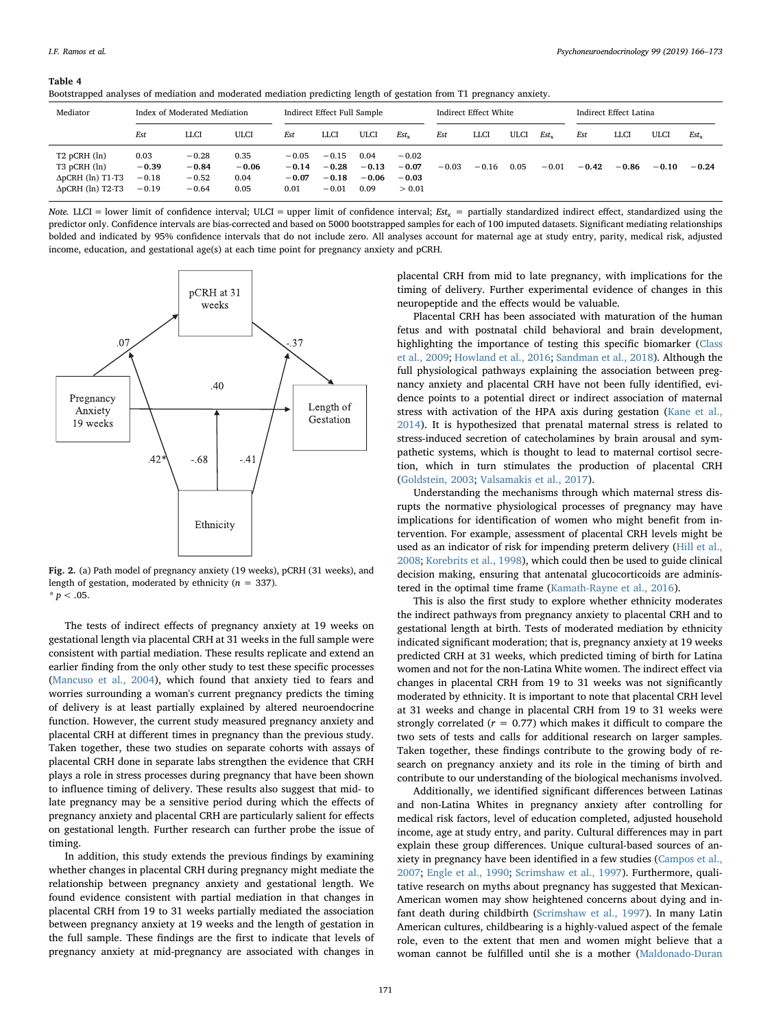**Table 4**
Bootstrapped analyses of mediation and moderated mediation predicting length of gestation from T1 pregnancy anxiety.

| Mediator | Index of Moderated Mediation | | | Indirect Effect Full Sample | | | | Indirect Effect White | | | | Indirect Effect Latina | | | |
|---|---|---|---|---|---|---|---|---|---|---|---|---|---|---|---|
| | *Est* | LLCI | ULCI | *Est* | LLCI | ULCI | $Est_x$ | *Est* | LLCI | ULCI | $Est_x$ | *Est* | LLCI | ULCI | $Est_x$ |
| T2 pCRH (ln) | 0.03 | −0.28 | 0.35 | −0.05 | −0.15 | 0.04 | −0.02 | | | | | | | | |
| T3 pCRH (ln) | **−0.39** | **−0.84** | **−0.06** | **−0.14** | **−0.28** | **−0.13** | **−0.07** | −0.03 | −0.16 | 0.05 | −0.01 | **−0.42** | **−0.86** | **−0.10** | **−0.24** |
| ΔpCRH (ln) T1-T3 | −0.18 | −0.52 | 0.04 | **−0.07** | **−0.18** | **−0.06** | **−0.03** | | | | | | | | |
| ΔpCRH (ln) T2-T3 | −0.19 | −0.64 | 0.05 | 0.01 | −0.01 | 0.09 | > 0.01 | | | | | | | | |

*Note.* LLCI = lower limit of confidence interval; ULCI = upper limit of confidence interval; $Est_x$ = partially standardized indirect effect, standardized using the predictor only. Confidence intervals are bias-corrected and based on 5000 bootstrapped samples for each of 100 imputed datasets. Significant mediating relationships bolded and indicated by 95% confidence intervals that do not include zero. All analyses account for maternal age at study entry, parity, medical risk, adjusted income, education, and gestational age(s) at each time point for pregnancy anxiety and pCRH.

**Fig. 2.** (a) Path model of pregnancy anxiety (19 weeks), pCRH (31 weeks), and length of gestation, moderated by ethnicity ($n$ = 337).
\* $p < .05$.

The tests of indirect effects of pregnancy anxiety at 19 weeks on gestational length via placental CRH at 31 weeks in the full sample were consistent with partial mediation. These results replicate and extend an earlier finding from the only other study to test these specific processes (Mancuso et al., 2004), which found that anxiety tied to fears and worries surrounding a woman's current pregnancy predicts the timing of delivery is at least partially explained by altered neuroendocrine function. However, the current study measured pregnancy anxiety and placental CRH at different times in pregnancy than the previous study. Taken together, these two studies on separate cohorts with assays of placental CRH done in separate labs strengthen the evidence that CRH plays a role in stress processes during pregnancy that have been shown to influence timing of delivery. These results also suggest that mid- to late pregnancy may be a sensitive period during which the effects of pregnancy anxiety and placental CRH are particularly salient for effects on gestational length. Further research can further probe the issue of timing.

In addition, this study extends the previous findings by examining whether changes in placental CRH during pregnancy might mediate the relationship between pregnancy anxiety and gestational length. We found evidence consistent with partial mediation in that changes in placental CRH from 19 to 31 weeks partially mediated the association between pregnancy anxiety at 19 weeks and the length of gestation in the full sample. These findings are the first to indicate that levels of pregnancy anxiety at mid-pregnancy are associated with changes in placental CRH from mid to late pregnancy, with implications for the timing of delivery. Further experimental evidence of changes in this neuropeptide and the effects would be valuable.

Placental CRH has been associated with maturation of the human fetus and with postnatal child behavioral and brain development, highlighting the importance of testing this specific biomarker (Class et al., 2009; Howland et al., 2016; Sandman et al., 2018). Although the full physiological pathways explaining the association between pregnancy anxiety and placental CRH have not been fully identified, evidence points to a potential direct or indirect association of maternal stress with activation of the HPA axis during gestation (Kane et al., 2014). It is hypothesized that prenatal maternal stress is related to stress-induced secretion of catecholamines by brain arousal and sympathetic systems, which is thought to lead to maternal cortisol secretion, which in turn stimulates the production of placental CRH (Goldstein, 2003; Valsamakis et al., 2017).

Understanding the mechanisms through which maternal stress disrupts the normative physiological processes of pregnancy may have implications for identification of women who might benefit from intervention. For example, assessment of placental CRH levels might be used as an indicator of risk for impending preterm delivery (Hill et al., 2008; Korebrits et al., 1998), which could then be used to guide clinical decision making, ensuring that antenatal glucocorticoids are administered in the optimal time frame (Kamath-Rayne et al., 2016).

This is also the first study to explore whether ethnicity moderates the indirect pathways from pregnancy anxiety to placental CRH and to gestational length at birth. Tests of moderated mediation by ethnicity indicated significant moderation; that is, pregnancy anxiety at 19 weeks predicted CRH at 31 weeks, which predicted timing of birth for Latina women and not for the non-Latina White women. The indirect effect via changes in placental CRH from 19 to 31 weeks was not significantly moderated by ethnicity. It is important to note that placental CRH level at 31 weeks and change in placental CRH from 19 to 31 weeks were strongly correlated ($r$ = 0.77) which makes it difficult to compare the two sets of tests and calls for additional research on larger samples. Taken together, these findings contribute to the growing body of research on pregnancy anxiety and its role in the timing of birth and contribute to our understanding of the biological mechanisms involved.

Additionally, we identified significant differences between Latinas and non-Latina Whites in pregnancy anxiety after controlling for medical risk factors, level of education completed, adjusted household income, age at study entry, and parity. Cultural differences may in part explain these group differences. Unique cultural-based sources of anxiety in pregnancy have been identified in a few studies (Campos et al., 2007; Engle et al., 1990; Scrimshaw et al., 1997). Furthermore, qualitative research on myths about pregnancy has suggested that Mexican-American women may show heightened concerns about dying and infant death during childbirth (Scrimshaw et al., 1997). In many Latin American cultures, childbearing is a highly-valued aspect of the female role, even to the extent that men and women might believe that a woman cannot be fulfilled until she is a mother (Maldonado-Duran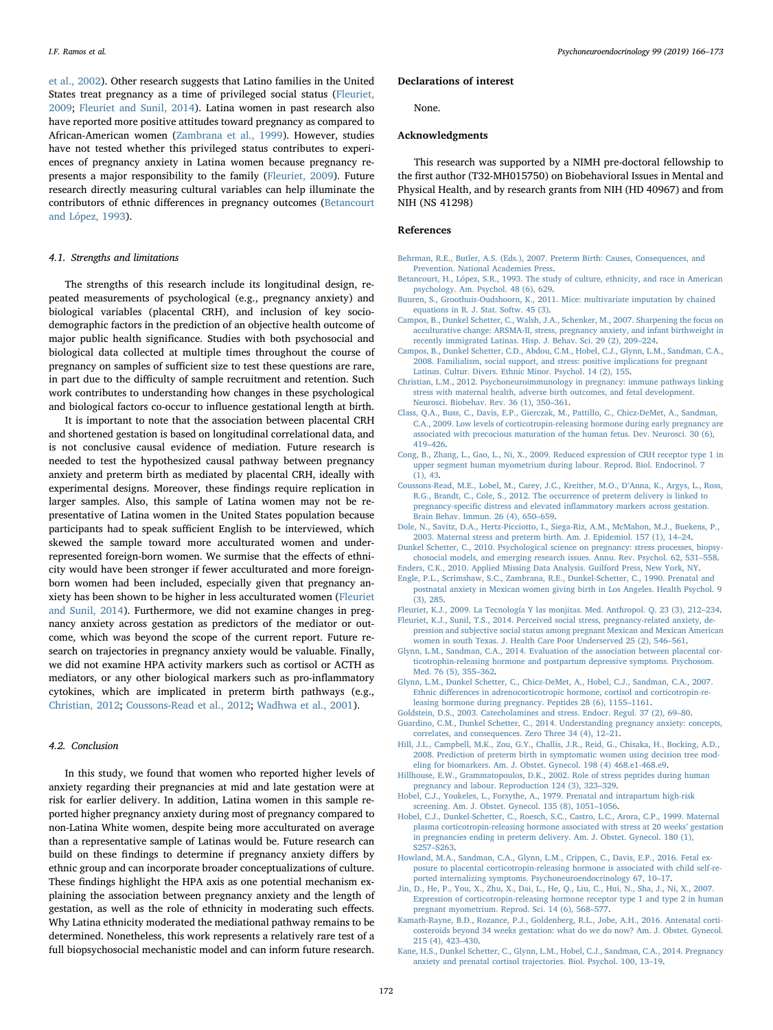et al., 2002). Other research suggests that Latino families in the United States treat pregnancy as a time of privileged social status (Fleuriet, 2009; Fleuriet and Sunil, 2014). Latina women in past research also have reported more positive attitudes toward pregnancy as compared to African-American women (Zambrana et al., 1999). However, studies have not tested whether this privileged status contributes to experiences of pregnancy anxiety in Latina women because pregnancy represents a major responsibility to the family (Fleuriet, 2009). Future research directly measuring cultural variables can help illuminate the contributors of ethnic differences in pregnancy outcomes (Betancourt and López, 1993).

### 4.1. Strengths and limitations

The strengths of this research include its longitudinal design, repeated measurements of psychological (e.g., pregnancy anxiety) and biological variables (placental CRH), and inclusion of key sociodemographic factors in the prediction of an objective health outcome of major public health significance. Studies with both psychosocial and biological data collected at multiple times throughout the course of pregnancy on samples of sufficient size to test these questions are rare, in part due to the difficulty of sample recruitment and retention. Such work contributes to understanding how changes in these psychological and biological factors co-occur to influence gestational length at birth.

It is important to note that the association between placental CRH and shortened gestation is based on longitudinal correlational data, and is not conclusive causal evidence of mediation. Future research is needed to test the hypothesized causal pathway between pregnancy anxiety and preterm birth as mediated by placental CRH, ideally with experimental designs. Moreover, these findings require replication in larger samples. Also, this sample of Latina women may not be representative of Latina women in the United States population because participants had to speak sufficient English to be interviewed, which skewed the sample toward more acculturated women and underrepresented foreign-born women. We surmise that the effects of ethnicity would have been stronger if fewer acculturated and more foreign-born women had been included, especially given that pregnancy anxiety has been shown to be higher in less acculturated women (Fleuriet and Sunil, 2014). Furthermore, we did not examine changes in pregnancy anxiety across gestation as predictors of the mediator or outcome, which was beyond the scope of the current report. Future research on trajectories in pregnancy anxiety would be valuable. Finally, we did not examine HPA activity markers such as cortisol or ACTH as mediators, or any other biological markers such as pro-inflammatory cytokines, which are implicated in preterm birth pathways (e.g., Christian, 2012; Coussons-Read et al., 2012; Wadhwa et al., 2001).

### 4.2. Conclusion

In this study, we found that women who reported higher levels of anxiety regarding their pregnancies at mid and late gestation were at risk for earlier delivery. In addition, Latina women in this sample reported higher pregnancy anxiety during most of pregnancy compared to non-Latina White women, despite being more acculturated on average than a representative sample of Latinas would be. Future research can build on these findings to determine if pregnancy anxiety differs by ethnic group and can incorporate broader conceptualizations of culture. These findings highlight the HPA axis as one potential mechanism explaining the association between pregnancy anxiety and the length of gestation, as well as the role of ethnicity in moderating such effects. Why Latina ethnicity moderated the mediational pathway remains to be determined. Nonetheless, this work represents a relatively rare test of a full biopsychosocial mechanistic model and can inform future research.

## Declarations of interest

None.

## Acknowledgments

This research was supported by a NIMH pre-doctoral fellowship to the first author (T32-MH015750) on Biobehavioral Issues in Mental and Physical Health, and by research grants from NIH (HD 40967) and from NIH (NS 41298)

## References

Behrman, R.E., Butler, A.S. (Eds.), 2007. Preterm Birth: Causes, Consequences, and Prevention. National Academies Press.

Betancourt, H., López, S.R., 1993. The study of culture, ethnicity, and race in American psychology. Am. Psychol. 48 (6), 629.

Buuren, S., Groothuis-Oudshoorn, K., 2011. Mice: multivariate imputation by chained equations in R. J. Stat. Softw. 45 (3).

Campos, B., Dunkel Schetter, C., Walsh, J.A., Schenker, M., 2007. Sharpening the focus on acculturative change: ARSMA-II, stress, pregnancy anxiety, and infant birthweight in recently immigrated Latinas. Hisp. J. Behav. Sci. 29 (2), 209–224.

Campos, B., Dunkel Schetter, C., Abdou, C.M., Hobel, C.J., Glynn, L.M., Sandman, C.A., 2008. Familialism, social support, and stress: positive implications for pregnant Latinas. Cultur. Divers. Ethnic Minor. Psychol. 14 (2), 155.

Christian, L.M., 2012. Psychoneuroimmunology in pregnancy: immune pathways linking stress with maternal health, adverse birth outcomes, and fetal development. Neurosci. Biobehav. Rev. 36 (1), 350–361.

Class, Q.A., Buss, C., Davis, E.P., Gierczak, M., Pattillo, C., Chicz-DeMet, A., Sandman, C.A., 2009. Low levels of corticotropin-releasing hormone during early pregnancy are associated with precocious maturation of the human fetus. Dev. Neurosci. 30 (6), 419–426.

Cong, B., Zhang, L., Gao, L., Ni, X., 2009. Reduced expression of CRH receptor type 1 in upper segment human myometrium during labour. Reprod. Biol. Endocrinol. 7 (1), 43.

Coussons-Read, M.E., Lobel, M., Carey, J.C., Kreither, M.O., D'Anna, K., Argys, L., Ross, R.G., Brandt, C., Cole, S., 2012. The occurrence of preterm delivery is linked to pregnancy-specific distress and elevated inflammatory markers across gestation. Brain Behav. Immun. 26 (4), 650–659.

Dole, N., Savitz, D.A., Hertz-Picciotto, I., Siega-Riz, A.M., McMahon, M.J., Buekens, P., 2003. Maternal stress and preterm birth. Am. J. Epidemiol. 157 (1), 14–24.

Dunkel Schetter, C., 2010. Psychological science on pregnancy: stress processes, biopsychosocial models, and emerging research issues. Annu. Rev. Psychol. 62, 531–558.

Enders, C.K., 2010. Applied Missing Data Analysis. Guilford Press, New York, NY.

Engle, P.L., Scrimshaw, S.C., Zambrana, R.E., Dunkel-Schetter, C., 1990. Prenatal and postnatal anxiety in Mexican women giving birth in Los Angeles. Health Psychol. 9 (3), 285.

Fleuriet, K.J., 2009. La Tecnología Y las monjitas. Med. Anthropol. Q. 23 (3), 212–234.

Fleuriet, K.J., Sunil, T.S., 2014. Perceived social stress, pregnancy-related anxiety, depression and subjective social status among pregnant Mexican and Mexican American women in south Texas. J. Health Care Poor Underserved 25 (2), 546–561.

Glynn, L.M., Sandman, C.A., 2014. Evaluation of the association between placental corticotrophin-releasing hormone and postpartum depressive symptoms. Psychosom. Med. 76 (5), 355–362.

Glynn, L.M., Dunkel Schetter, C., Chicz-DeMet, A., Hobel, C.J., Sandman, C.A., 2007. Ethnic differences in adrenocorticotropic hormone, cortisol and corticotropin-releasing hormone during pregnancy. Peptides 28 (6), 1155–1161.

Goldstein, D.S., 2003. Catecholamines and stress. Endocr. Regul. 37 (2), 69–80.

Guardino, C.M., Dunkel Schetter, C., 2014. Understanding pregnancy anxiety: concepts, correlates, and consequences. Zero Three 34 (4), 12–21.

Hill, J.L., Campbell, M.K., Zou, G.Y., Challis, J.R., Reid, G., Chisaka, H., Bocking, A.D., 2008. Prediction of preterm birth in symptomatic women using decision tree modeling for biomarkers. Am. J. Obstet. Gynecol. 198 (4) 468.e1-468.e9.

Hillhouse, E.W., Grammatopoulos, D.K., 2002. Role of stress peptides during human pregnancy and labour. Reproduction 124 (3), 323–329.

Hobel, C.J., Youkeles, L., Forsythe, A., 1979. Prenatal and intrapartum high-risk screening. Am. J. Obstet. Gynecol. 135 (8), 1051–1056.

Hobel, C.J., Dunkel-Schetter, C., Roesch, S.C., Castro, L.C., Arora, C.P., 1999. Maternal plasma corticotropin-releasing hormone associated with stress at 20 weeks' gestation in pregnancies ending in preterm delivery. Am. J. Obstet. Gynecol. 180 (1), S257–S263.

Howland, M.A., Sandman, C.A., Glynn, L.M., Crippen, C., Davis, E.P., 2016. Fetal exposure to placental corticotropin-releasing hormone is associated with child self-reported internalizing symptoms. Psychoneuroendocrinology 67, 10–17.

Jin, D., He, P., You, X., Zhu, X., Dai, L., He, Q., Liu, C., Hui, N., Sha, J., Ni, X., 2007. Expression of corticotropin-releasing hormone receptor type 1 and type 2 in human pregnant myometrium. Reprod. Sci. 14 (6), 568–577.

Kamath-Rayne, B.D., Rozance, P.J., Goldenberg, R.L., Jobe, A.H., 2016. Antenatal corticosteroids beyond 34 weeks gestation: what do we do now? Am. J. Obstet. Gynecol. 215 (4), 423–430.

Kane, H.S., Dunkel Schetter, C., Glynn, L.M., Hobel, C.J., Sandman, C.A., 2014. Pregnancy anxiety and prenatal cortisol trajectories. Biol. Psychol. 100, 13–19.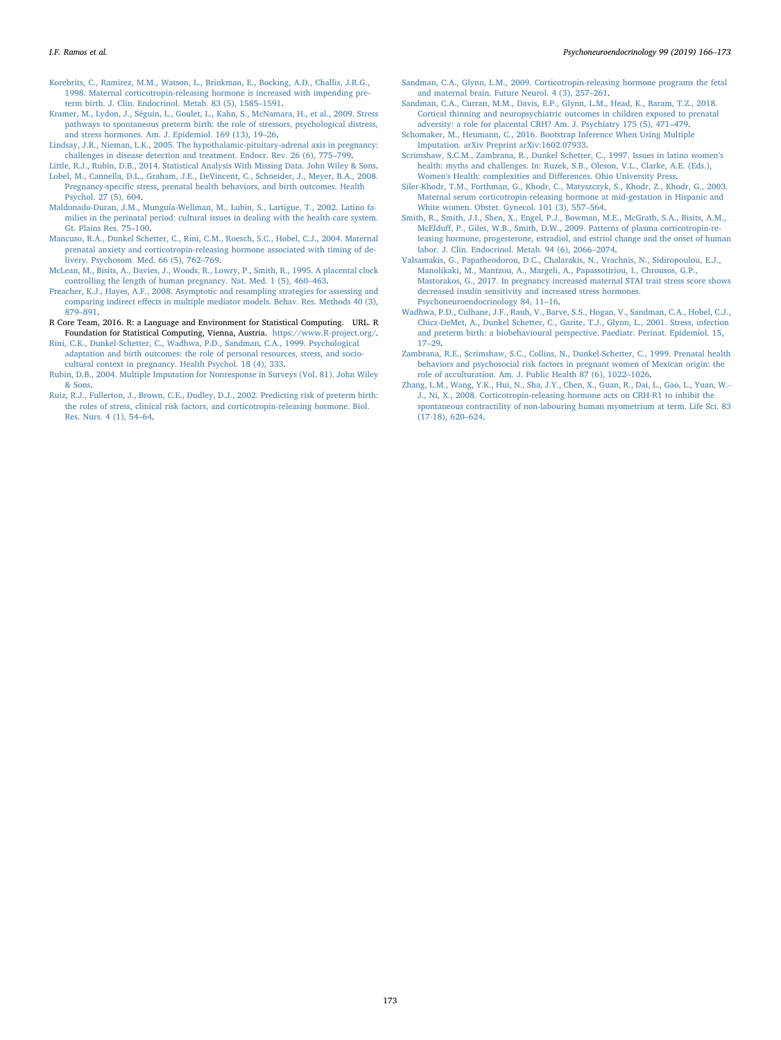Korebrits, C., Ramirez, M.M., Watson, L., Brinkman, E., Bocking, A.D., Challis, J.R.G., 1998. Maternal corticotropin-releasing hormone is increased with impending preterm birth. J. Clin. Endocrinol. Metab. 83 (5), 1585–1591.

Kramer, M., Lydon, J., Séguin, L., Goulet, L., Kahn, S., McNamara, H., et al., 2009. Stress pathways to spontaneous preterm birth: the role of stressors, psychological distress, and stress hormones. Am. J. Epidemiol. 169 (13), 19–26.

Lindsay, J.R., Nieman, L.K., 2005. The hypothalamic-pituitary-adrenal axis in pregnancy: challenges in disease detection and treatment. Endocr. Rev. 26 (6), 775–799.

Little, R.J., Rubin, D.B., 2014. Statistical Analysis With Missing Data. John Wiley & Sons.

Lobel, M., Cannella, D.L., Graham, J.E., DeVincent, C., Schneider, J., Meyer, B.A., 2008. Pregnancy-specific stress, prenatal health behaviors, and birth outcomes. Health Psychol. 27 (5), 604.

Maldonado-Duran, J.M., Munguía-Wellman, M., Lubin, S., Lartigue, T., 2002. Latino families in the perinatal period: cultural issues in dealing with the health-care system. Gt. Plains Res. 75–100.

Mancuso, R.A., Dunkel Schetter, C., Rini, C.M., Roesch, S.C., Hobel, C.J., 2004. Maternal prenatal anxiety and corticotropin-releasing hormone associated with timing of delivery. Psychosom. Med. 66 (5), 762–769.

McLean, M., Bisits, A., Davies, J., Woods, R., Lowry, P., Smith, R., 1995. A placental clock controlling the length of human pregnancy. Nat. Med. 1 (5), 460–463.

Preacher, K.J., Hayes, A.F., 2008. Asymptotic and resampling strategies for assessing and comparing indirect effects in multiple mediator models. Behav. Res. Methods 40 (3), 879–891.

R Core Team, 2016. R: a Language and Environment for Statistical Computing. URL. R Foundation for Statistical Computing, Vienna, Austria. https://www.R-project.org/.

Rini, C.K., Dunkel-Schetter, C., Wadhwa, P.D., Sandman, C.A., 1999. Psychological adaptation and birth outcomes: the role of personal resources, stress, and sociocultural context in pregnancy. Health Psychol. 18 (4), 333.

Rubin, D.B., 2004. Multiple Imputation for Nonresponse in Surveys (Vol. 81). John Wiley & Sons.

Ruiz, R.J., Fullerton, J., Brown, C.E., Dudley, D.J., 2002. Predicting risk of preterm birth: the roles of stress, clinical risk factors, and corticotropin-releasing hormone. Biol. Res. Nurs. 4 (1), 54–64.

Sandman, C.A., Glynn, L.M., 2009. Corticotropin-releasing hormone programs the fetal and maternal brain. Future Neurol. 4 (3), 257–261.

Sandman, C.A., Curran, M.M., Davis, E.P., Glynn, L.M., Head, K., Baram, T.Z., 2018. Cortical thinning and neuropsychiatric outcomes in children exposed to prenatal adversity: a role for placental CRH? Am. J. Psychiatry 175 (5), 471–479.

Schomaker, M., Heumann, C., 2016. Bootstrap Inference When Using Multiple Imputation. arXiv Preprint arXiv:1602.07933.

Scrimshaw, S.C.M., Zambrana, R., Dunkel Schetter, C., 1997. Issues in latino women's health: myths and challenges. In: Ruzek, S.B., Oleson, V.L., Clarke, A.E. (Eds.), Women's Health: complexities and Differences. Ohio University Press.

Siler-Khodr, T.M., Forthman, G., Khodr, C., Matyszczyk, S., Khodr, Z., Khodr, G., 2003. Maternal serum corticotropin-releasing hormone at mid-gestation in Hispanic and White women. Obstet. Gynecol. 101 (3), 557–564.

Smith, R., Smith, J.I., Shen, X., Engel, P.J., Bowman, M.E., McGrath, S.A., Bisits, A.M., McElduff, P., Giles, W.B., Smith, D.W., 2009. Patterns of plasma corticotropin-releasing hormone, progesterone, estradiol, and estriol change and the onset of human labor. J. Clin. Endocrinol. Metab. 94 (6), 2066–2074.

Valsamakis, G., Papatheodorou, D.C., Chalarakis, N., Vrachnis, N., Sidiropoulou, E.J., Manolikaki, M., Mantzou, A., Margeli, A., Papassotiriou, I., Chrousos, G.P., Mastorakos, G., 2017. In pregnancy increased maternal STAI trait stress score shows decreased insulin sensitivity and increased stress hormones. Psychoneuroendocrinology 84, 11–16.

Wadhwa, P.D., Culhane, J.F., Rauh, V., Barve, S.S., Hogan, V., Sandman, C.A., Hobel, C.J., Chicz-DeMet, A., Dunkel Schetter, C., Garite, T.J., Glynn, L., 2001. Stress, infection and preterm birth: a biobehavioural perspective. Paediatr. Perinat. Epidemiol. 15, 17–29.

Zambrana, R.E., Scrimshaw, S.C., Collins, N., Dunkel-Schetter, C., 1999. Prenatal health behaviors and psychosocial risk factors in pregnant women of Mexican origin: the role of acculturation. Am. J. Public Health 87 (6), 1022–1026.

Zhang, L.M., Wang, Y.K., Hui, N., Sha, J.Y., Chen, X., Guan, R., Dai, L., Gao, L., Yuan, W.-J., Ni, X., 2008. Corticotropin-releasing hormone acts on CRH-R1 to inhibit the spontaneous contractility of non-labouring human myometrium at term. Life Sci. 83 (17-18), 620–624.